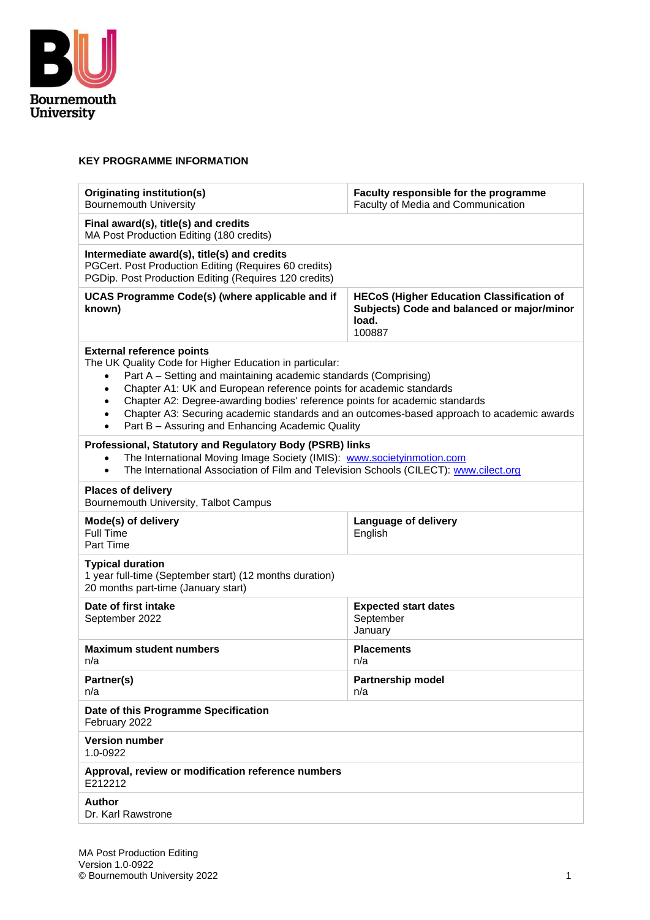Bournemouth University

## KEY PROGRAMME INFORMATION

| | |
|---|---|
| **Originating institution(s)**<br>Bournemouth University | **Faculty responsible for the programme**<br>Faculty of Media and Communication |
| **Final award(s), title(s) and credits**<br>MA Post Production Editing (180 credits) | |
| **Intermediate award(s), title(s) and credits**<br>PGCert. Post Production Editing (Requires 60 credits)<br>PGDip. Post Production Editing (Requires 120 credits) | |
| **UCAS Programme Code(s) (where applicable and if known)** | **HECoS (Higher Education Classification of Subjects) Code and balanced or major/minor load.**<br>100887 |
| **External reference points**<br>The UK Quality Code for Higher Education in particular:<br>• Part A – Setting and maintaining academic standards (Comprising)<br>• Chapter A1: UK and European reference points for academic standards<br>• Chapter A2: Degree-awarding bodies' reference points for academic standards<br>• Chapter A3: Securing academic standards and an outcomes-based approach to academic awards<br>• Part B – Assuring and Enhancing Academic Quality | |
| **Professional, Statutory and Regulatory Body (PSRB) links**<br>• The International Moving Image Society (IMIS): www.societyinmotion.com<br>• The International Association of Film and Television Schools (CILECT): www.cilect.org | |
| **Places of delivery**<br>Bournemouth University, Talbot Campus | |
| **Mode(s) of delivery**<br>Full Time<br>Part Time | **Language of delivery**<br>English |
| **Typical duration**<br>1 year full-time (September start) (12 months duration)<br>20 months part-time (January start) | |
| **Date of first intake**<br>September 2022 | **Expected start dates**<br>September<br>January |
| **Maximum student numbers**<br>n/a | **Placements**<br>n/a |
| **Partner(s)**<br>n/a | **Partnership model**<br>n/a |
| **Date of this Programme Specification**<br>February 2022 | |
| **Version number**<br>1.0-0922 | |
| **Approval, review or modification reference numbers**<br>E212212 | |
| **Author**<br>Dr. Karl Rawstrone | |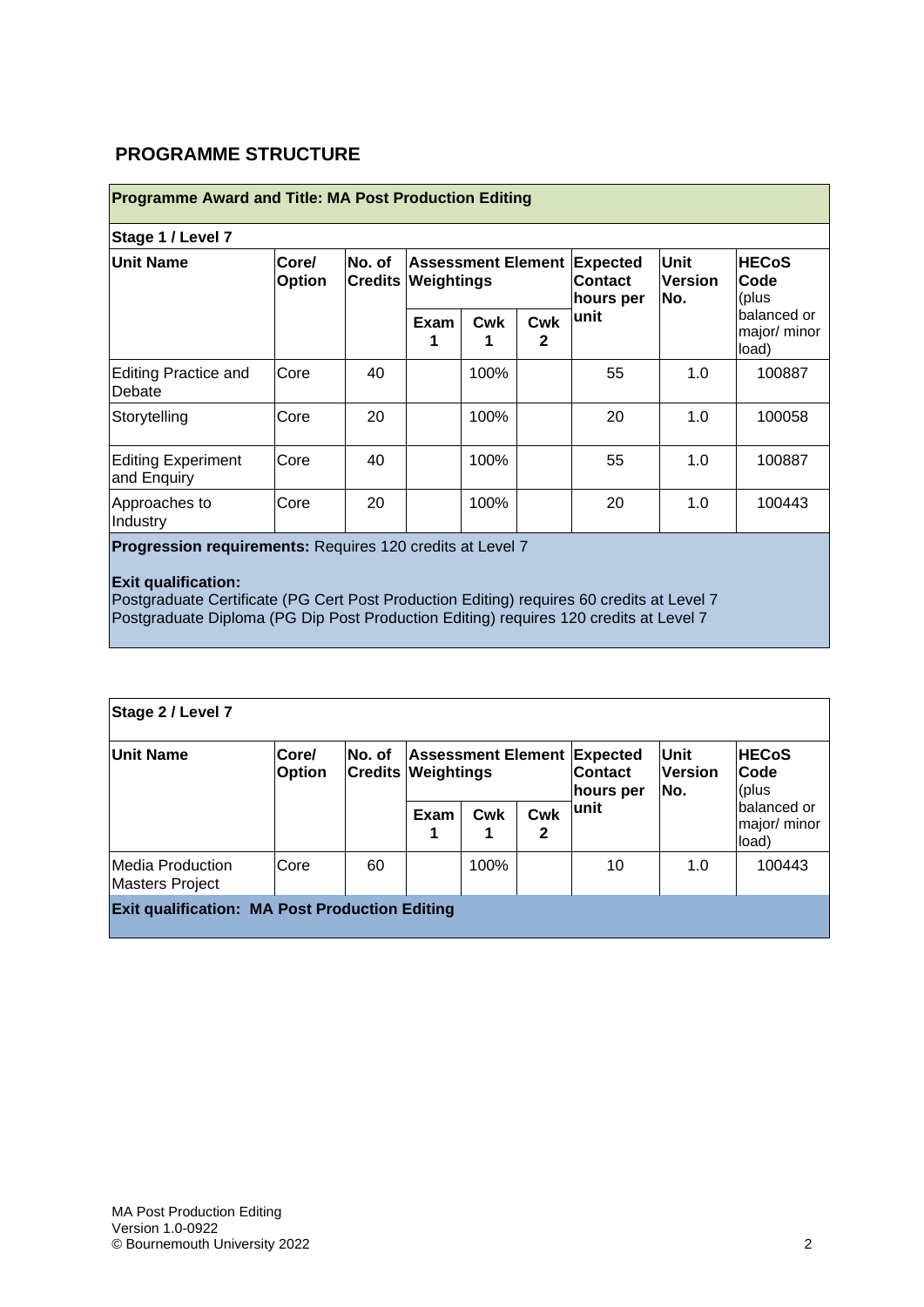## PROGRAMME STRUCTURE

| **Programme Award and Title: MA Post Production Editing** | | | | | | | | |
|---|---|---|---|---|---|---|---|---|
| **Stage 1 / Level 7** | | | | | | | | |
| **Unit Name** | **Core/ Option** | **No. of Credits** | **Assessment Element Weightings** | | | **Expected Contact hours per unit** | **Unit Version No.** | **HECoS Code** (plus balanced or major/ minor load) |
| | | | **Exam 1** | **Cwk 1** | **Cwk 2** | | | |
| Editing Practice and Debate | Core | 40 | | 100% | | 55 | 1.0 | 100887 |
| Storytelling | Core | 20 | | 100% | | 20 | 1.0 | 100058 |
| Editing Experiment and Enquiry | Core | 40 | | 100% | | 55 | 1.0 | 100887 |
| Approaches to Industry | Core | 20 | | 100% | | 20 | 1.0 | 100443 |

**Progression requirements:** Requires 120 credits at Level 7

**Exit qualification:**
Postgraduate Certificate (PG Cert Post Production Editing) requires 60 credits at Level 7
Postgraduate Diploma (PG Dip Post Production Editing) requires 120 credits at Level 7

| **Stage 2 / Level 7** | | | | | | | | |
|---|---|---|---|---|---|---|---|---|
| **Unit Name** | **Core/ Option** | **No. of Credits** | **Assessment Element Weightings** | | | **Expected Contact hours per unit** | **Unit Version No.** | **HECoS Code** (plus balanced or major/ minor load) |
| | | | **Exam 1** | **Cwk 1** | **Cwk 2** | | | |
| Media Production Masters Project | Core | 60 | | 100% | | 10 | 1.0 | 100443 |

**Exit qualification: MA Post Production Editing**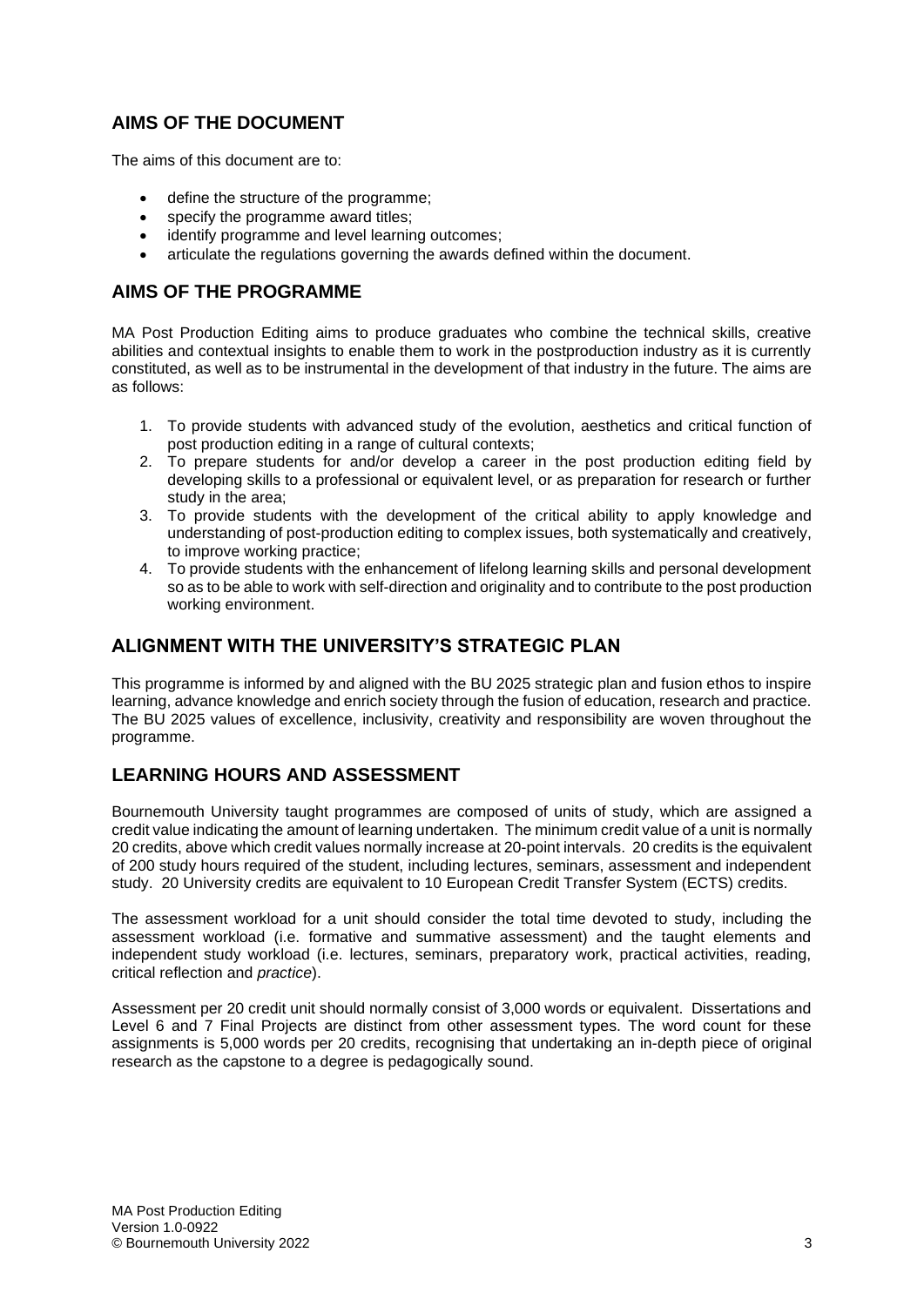## AIMS OF THE DOCUMENT

The aims of this document are to:

- define the structure of the programme;
- specify the programme award titles;
- identify programme and level learning outcomes;
- articulate the regulations governing the awards defined within the document.

## AIMS OF THE PROGRAMME

MA Post Production Editing aims to produce graduates who combine the technical skills, creative abilities and contextual insights to enable them to work in the postproduction industry as it is currently constituted, as well as to be instrumental in the development of that industry in the future. The aims are as follows:

1. To provide students with advanced study of the evolution, aesthetics and critical function of post production editing in a range of cultural contexts;
2. To prepare students for and/or develop a career in the post production editing field by developing skills to a professional or equivalent level, or as preparation for research or further study in the area;
3. To provide students with the development of the critical ability to apply knowledge and understanding of post-production editing to complex issues, both systematically and creatively, to improve working practice;
4. To provide students with the enhancement of lifelong learning skills and personal development so as to be able to work with self-direction and originality and to contribute to the post production working environment.

## ALIGNMENT WITH THE UNIVERSITY'S STRATEGIC PLAN

This programme is informed by and aligned with the BU 2025 strategic plan and fusion ethos to inspire learning, advance knowledge and enrich society through the fusion of education, research and practice. The BU 2025 values of excellence, inclusivity, creativity and responsibility are woven throughout the programme.

## LEARNING HOURS AND ASSESSMENT

Bournemouth University taught programmes are composed of units of study, which are assigned a credit value indicating the amount of learning undertaken. The minimum credit value of a unit is normally 20 credits, above which credit values normally increase at 20-point intervals. 20 credits is the equivalent of 200 study hours required of the student, including lectures, seminars, assessment and independent study. 20 University credits are equivalent to 10 European Credit Transfer System (ECTS) credits.

The assessment workload for a unit should consider the total time devoted to study, including the assessment workload (i.e. formative and summative assessment) and the taught elements and independent study workload (i.e. lectures, seminars, preparatory work, practical activities, reading, critical reflection and *practice*).

Assessment per 20 credit unit should normally consist of 3,000 words or equivalent. Dissertations and Level 6 and 7 Final Projects are distinct from other assessment types. The word count for these assignments is 5,000 words per 20 credits, recognising that undertaking an in-depth piece of original research as the capstone to a degree is pedagogically sound.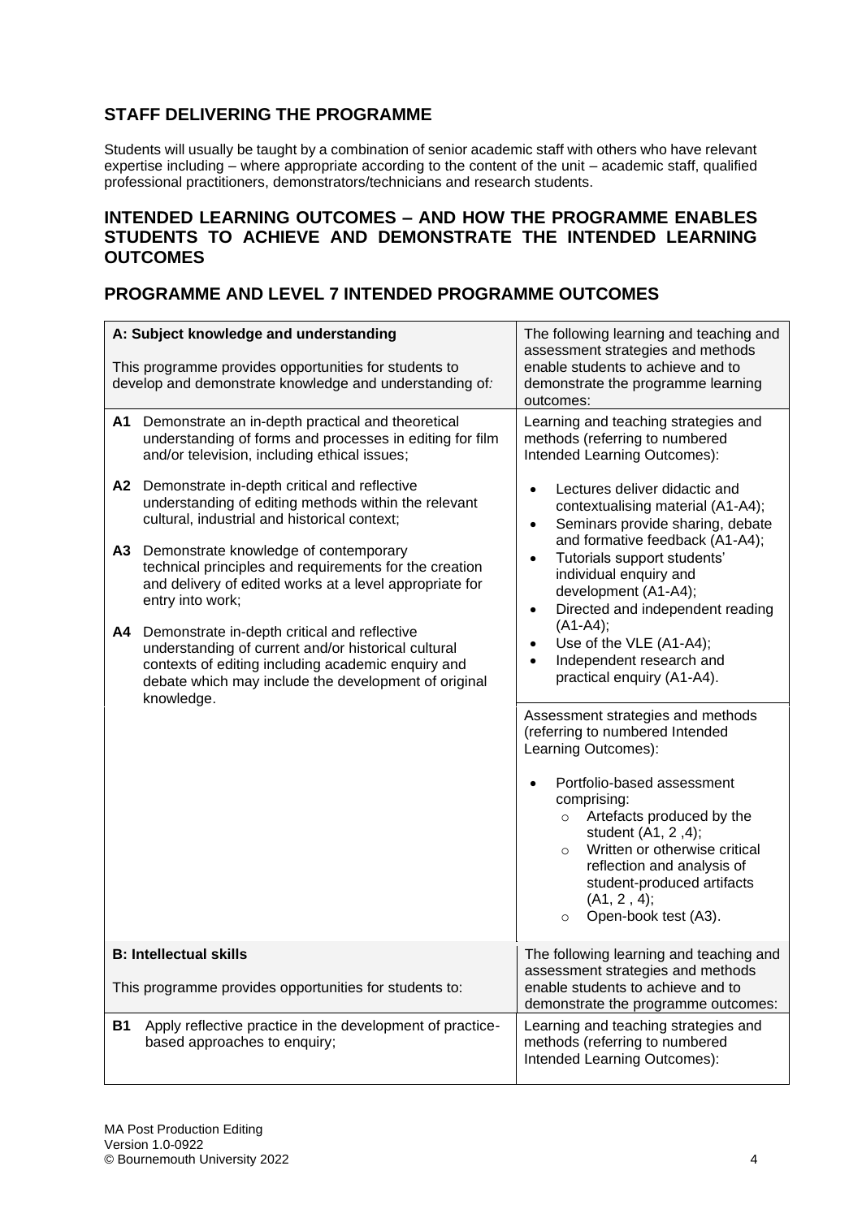## STAFF DELIVERING THE PROGRAMME

Students will usually be taught by a combination of senior academic staff with others who have relevant expertise including – where appropriate according to the content of the unit – academic staff, qualified professional practitioners, demonstrators/technicians and research students.

## INTENDED LEARNING OUTCOMES – AND HOW THE PROGRAMME ENABLES STUDENTS TO ACHIEVE AND DEMONSTRATE THE INTENDED LEARNING OUTCOMES

## PROGRAMME AND LEVEL 7 INTENDED PROGRAMME OUTCOMES

| **A: Subject knowledge and understanding**<br><br>This programme provides opportunities for students to develop and demonstrate knowledge and understanding of: | The following learning and teaching and assessment strategies and methods enable students to achieve and to demonstrate the programme learning outcomes: |
|---|---|
| **A1** Demonstrate an in-depth practical and theoretical understanding of forms and processes in editing for film and/or television, including ethical issues;<br><br>**A2** Demonstrate in-depth critical and reflective understanding of editing methods within the relevant cultural, industrial and historical context;<br><br>**A3** Demonstrate knowledge of contemporary technical principles and requirements for the creation and delivery of edited works at a level appropriate for entry into work;<br><br>**A4** Demonstrate in-depth critical and reflective understanding of current and/or historical cultural contexts of editing including academic enquiry and debate which may include the development of original knowledge. | Learning and teaching strategies and methods (referring to numbered Intended Learning Outcomes):<br><br>• Lectures deliver didactic and contextualising material (A1-A4);<br>• Seminars provide sharing, debate and formative feedback (A1-A4);<br>• Tutorials support students' individual enquiry and development (A1-A4);<br>• Directed and independent reading (A1-A4);<br>• Use of the VLE (A1-A4);<br>• Independent research and practical enquiry (A1-A4). |
| | Assessment strategies and methods (referring to numbered Intended Learning Outcomes):<br><br>• Portfolio-based assessment comprising:<br>  ○ Artefacts produced by the student (A1, 2 ,4);<br>  ○ Written or otherwise critical reflection and analysis of student-produced artifacts (A1, 2 , 4);<br>  ○ Open-book test (A3). |
| **B: Intellectual skills**<br><br>This programme provides opportunities for students to: | The following learning and teaching and assessment strategies and methods enable students to achieve and to demonstrate the programme outcomes: |
| **B1** Apply reflective practice in the development of practice-based approaches to enquiry; | Learning and teaching strategies and methods (referring to numbered Intended Learning Outcomes): |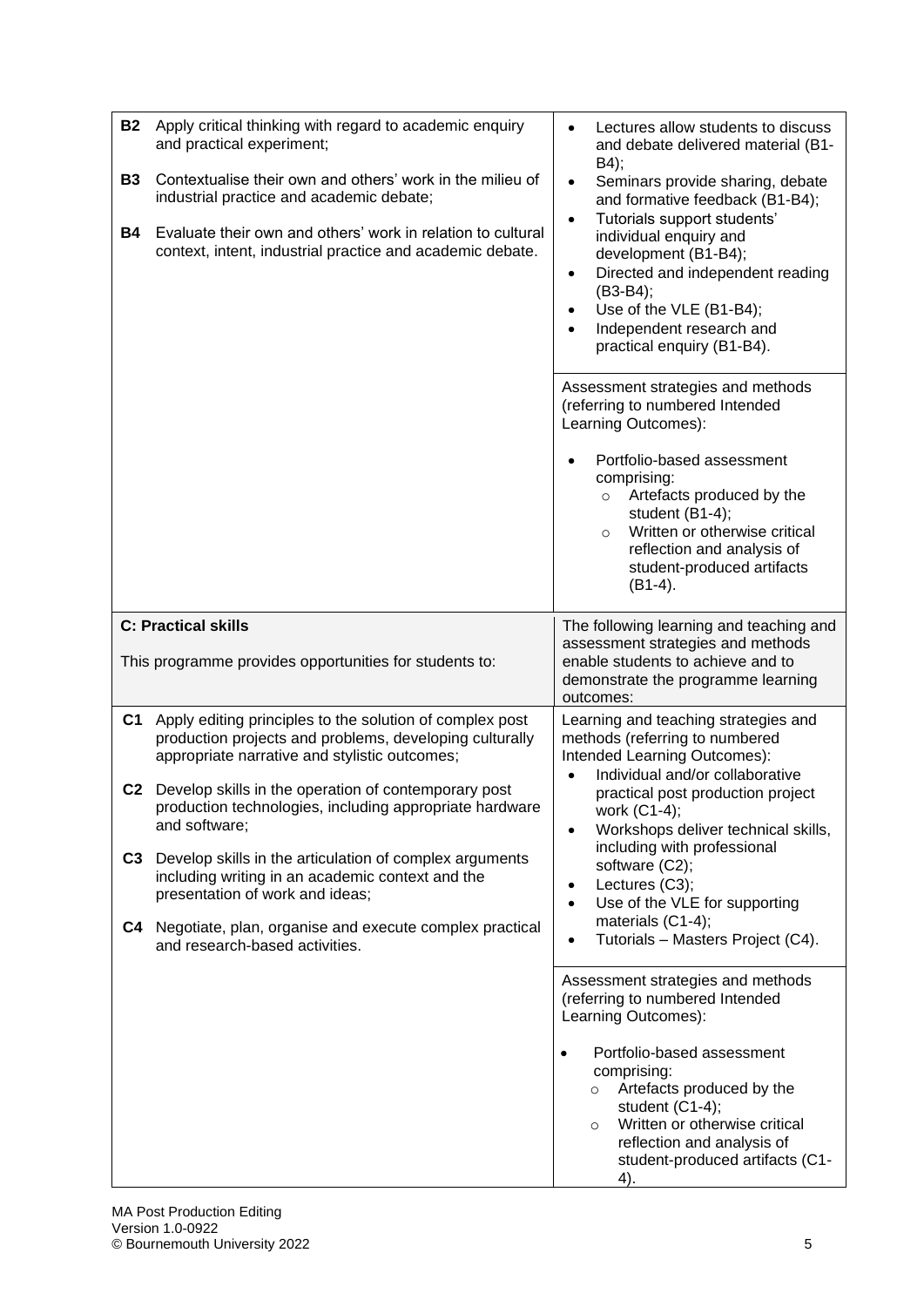| | |
|---|---|
| **B2** Apply critical thinking with regard to academic enquiry and practical experiment;<br><br>**B3** Contextualise their own and others' work in the milieu of industrial practice and academic debate;<br><br>**B4** Evaluate their own and others' work in relation to cultural context, intent, industrial practice and academic debate. | • Lectures allow students to discuss and debate delivered material (B1-B4);<br>• Seminars provide sharing, debate and formative feedback (B1-B4);<br>• Tutorials support students' individual enquiry and development (B1-B4);<br>• Directed and independent reading (B3-B4);<br>• Use of the VLE (B1-B4);<br>• Independent research and practical enquiry (B1-B4). |
| | Assessment strategies and methods (referring to numbered Intended Learning Outcomes):<br><br>• Portfolio-based assessment comprising:<br>  ○ Artefacts produced by the student (B1-4);<br>  ○ Written or otherwise critical reflection and analysis of student-produced artifacts (B1-4). |
| **C: Practical skills**<br><br>This programme provides opportunities for students to: | The following learning and teaching and assessment strategies and methods enable students to achieve and to demonstrate the programme learning outcomes: |
| **C1** Apply editing principles to the solution of complex post production projects and problems, developing culturally appropriate narrative and stylistic outcomes;<br><br>**C2** Develop skills in the operation of contemporary post production technologies, including appropriate hardware and software;<br><br>**C3** Develop skills in the articulation of complex arguments including writing in an academic context and the presentation of work and ideas;<br><br>**C4** Negotiate, plan, organise and execute complex practical and research-based activities. | Learning and teaching strategies and methods (referring to numbered Intended Learning Outcomes):<br>• Individual and/or collaborative practical post production project work (C1-4);<br>• Workshops deliver technical skills, including with professional software (C2);<br>• Lectures (C3);<br>• Use of the VLE for supporting materials (C1-4);<br>• Tutorials – Masters Project (C4). |
| | Assessment strategies and methods (referring to numbered Intended Learning Outcomes):<br><br>• Portfolio-based assessment comprising:<br>  ○ Artefacts produced by the student (C1-4);<br>  ○ Written or otherwise critical reflection and analysis of student-produced artifacts (C1-4). |

MA Post Production Editing
Version 1.0-0922
© Bournemouth University 2022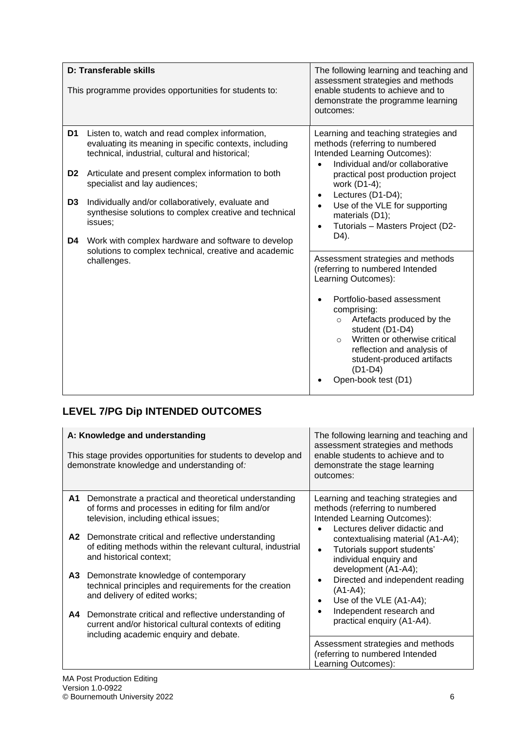| D: Transferable skills<br><br>This programme provides opportunities for students to: | The following learning and teaching and assessment strategies and methods enable students to achieve and to demonstrate the programme learning outcomes: |
|---|---|
| **D1** Listen to, watch and read complex information, evaluating its meaning in specific contexts, including technical, industrial, cultural and historical;<br><br>**D2** Articulate and present complex information to both specialist and lay audiences;<br><br>**D3** Individually and/or collaboratively, evaluate and synthesise solutions to complex creative and technical issues;<br><br>**D4** Work with complex hardware and software to develop solutions to complex technical, creative and academic challenges. | Learning and teaching strategies and methods (referring to numbered Intended Learning Outcomes):<br>• Individual and/or collaborative practical post production project work (D1-4);<br>• Lectures (D1-D4);<br>• Use of the VLE for supporting materials (D1);<br>• Tutorials – Masters Project (D2-D4). |
| | Assessment strategies and methods (referring to numbered Intended Learning Outcomes):<br><br>• Portfolio-based assessment comprising:<br>  ○ Artefacts produced by the student (D1-D4)<br>  ○ Written or otherwise critical reflection and analysis of student-produced artifacts (D1-D4)<br>• Open-book test (D1) |

## LEVEL 7/PG Dip INTENDED OUTCOMES

| A: Knowledge and understanding<br><br>This stage provides opportunities for students to develop and demonstrate knowledge and understanding of*:* | The following learning and teaching and assessment strategies and methods enable students to achieve and to demonstrate the stage learning outcomes: |
|---|---|
| **A1** Demonstrate a practical and theoretical understanding of forms and processes in editing for film and/or television, including ethical issues;<br><br>**A2** Demonstrate critical and reflective understanding of editing methods within the relevant cultural, industrial and historical context;<br><br>**A3** Demonstrate knowledge of contemporary technical principles and requirements for the creation and delivery of edited works;<br><br>**A4** Demonstrate critical and reflective understanding of current and/or historical cultural contexts of editing including academic enquiry and debate. | Learning and teaching strategies and methods (referring to numbered Intended Learning Outcomes):<br>• Lectures deliver didactic and contextualising material (A1-A4);<br>• Tutorials support students' individual enquiry and development (A1-A4);<br>• Directed and independent reading (A1-A4);<br>• Use of the VLE (A1-A4);<br>• Independent research and practical enquiry (A1-A4). |
| | Assessment strategies and methods (referring to numbered Intended Learning Outcomes): |

MA Post Production Editing
Version 1.0-0922
© Bournemouth University 2022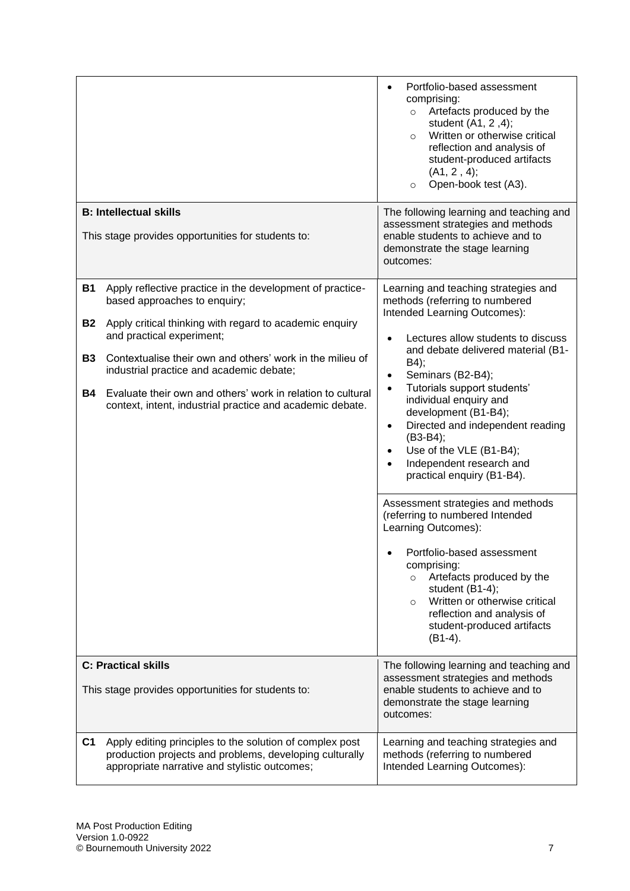| | |
|---|---|
| | • Portfolio-based assessment comprising:<br>  ○ Artefacts produced by the student (A1, 2 ,4);<br>  ○ Written or otherwise critical reflection and analysis of student-produced artifacts (A1, 2 , 4);<br>  ○ Open-book test (A3). |
| **B: Intellectual skills**<br><br>This stage provides opportunities for students to: | The following learning and teaching and assessment strategies and methods enable students to achieve and to demonstrate the stage learning outcomes: |
| **B1** Apply reflective practice in the development of practice-based approaches to enquiry;<br><br>**B2** Apply critical thinking with regard to academic enquiry and practical experiment;<br><br>**B3** Contextualise their own and others' work in the milieu of industrial practice and academic debate;<br><br>**B4** Evaluate their own and others' work in relation to cultural context, intent, industrial practice and academic debate. | Learning and teaching strategies and methods (referring to numbered Intended Learning Outcomes):<br><br>• Lectures allow students to discuss and debate delivered material (B1-B4);<br>• Seminars (B2-B4);<br>• Tutorials support students' individual enquiry and development (B1-B4);<br>• Directed and independent reading (B3-B4);<br>• Use of the VLE (B1-B4);<br>• Independent research and practical enquiry (B1-B4). |
| | Assessment strategies and methods (referring to numbered Intended Learning Outcomes):<br><br>• Portfolio-based assessment comprising:<br>  ○ Artefacts produced by the student (B1-4);<br>  ○ Written or otherwise critical reflection and analysis of student-produced artifacts (B1-4). |
| **C: Practical skills**<br><br>This stage provides opportunities for students to: | The following learning and teaching and assessment strategies and methods enable students to achieve and to demonstrate the stage learning outcomes: |
| **C1** Apply editing principles to the solution of complex post production projects and problems, developing culturally appropriate narrative and stylistic outcomes; | Learning and teaching strategies and methods (referring to numbered Intended Learning Outcomes): |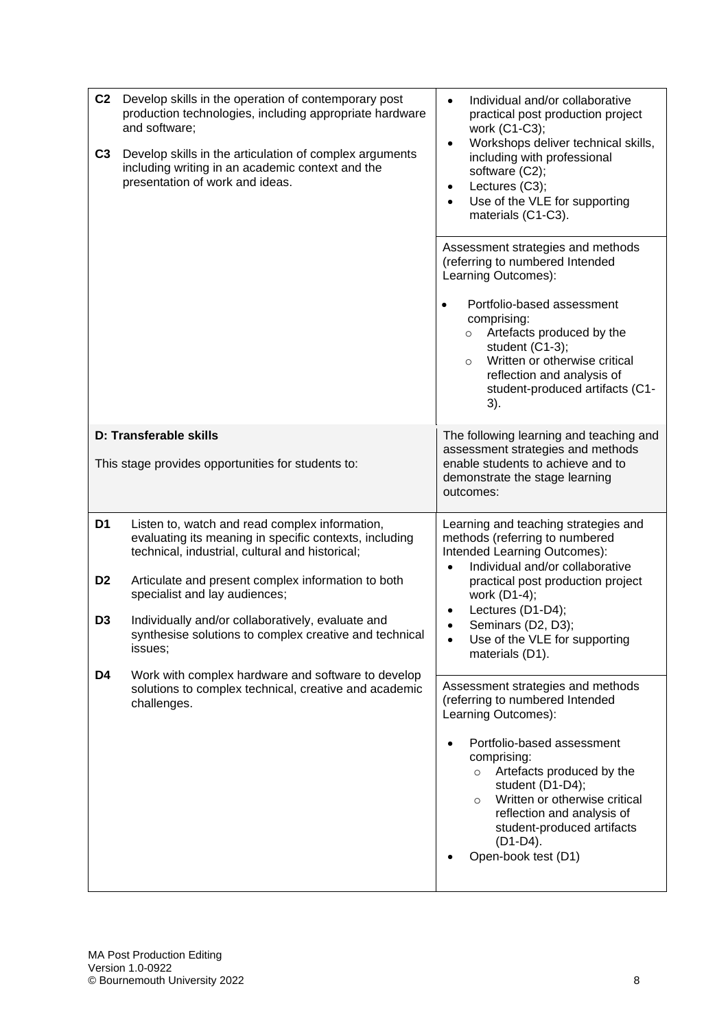| | |
|---|---|
| **C2** Develop skills in the operation of contemporary post production technologies, including appropriate hardware and software;<br><br>**C3** Develop skills in the articulation of complex arguments including writing in an academic context and the presentation of work and ideas. | • Individual and/or collaborative practical post production project work (C1-C3);<br>• Workshops deliver technical skills, including with professional software (C2);<br>• Lectures (C3);<br>• Use of the VLE for supporting materials (C1-C3). |
| | Assessment strategies and methods (referring to numbered Intended Learning Outcomes):<br><br>• Portfolio-based assessment comprising:<br>  ○ Artefacts produced by the student (C1-3);<br>  ○ Written or otherwise critical reflection and analysis of student-produced artifacts (C1-3). |
| **D: Transferable skills**<br><br>This stage provides opportunities for students to: | The following learning and teaching and assessment strategies and methods enable students to achieve and to demonstrate the stage learning outcomes: |
| **D1** Listen to, watch and read complex information, evaluating its meaning in specific contexts, including technical, industrial, cultural and historical;<br><br>**D2** Articulate and present complex information to both specialist and lay audiences;<br><br>**D3** Individually and/or collaboratively, evaluate and synthesise solutions to complex creative and technical issues;<br><br>**D4** Work with complex hardware and software to develop solutions to complex technical, creative and academic challenges. | Learning and teaching strategies and methods (referring to numbered Intended Learning Outcomes):<br>• Individual and/or collaborative practical post production project work (D1-4);<br>• Lectures (D1-D4);<br>• Seminars (D2, D3);<br>• Use of the VLE for supporting materials (D1). |
| | Assessment strategies and methods (referring to numbered Intended Learning Outcomes):<br><br>• Portfolio-based assessment comprising:<br>  ○ Artefacts produced by the student (D1-D4);<br>  ○ Written or otherwise critical reflection and analysis of student-produced artifacts (D1-D4).<br>• Open-book test (D1) |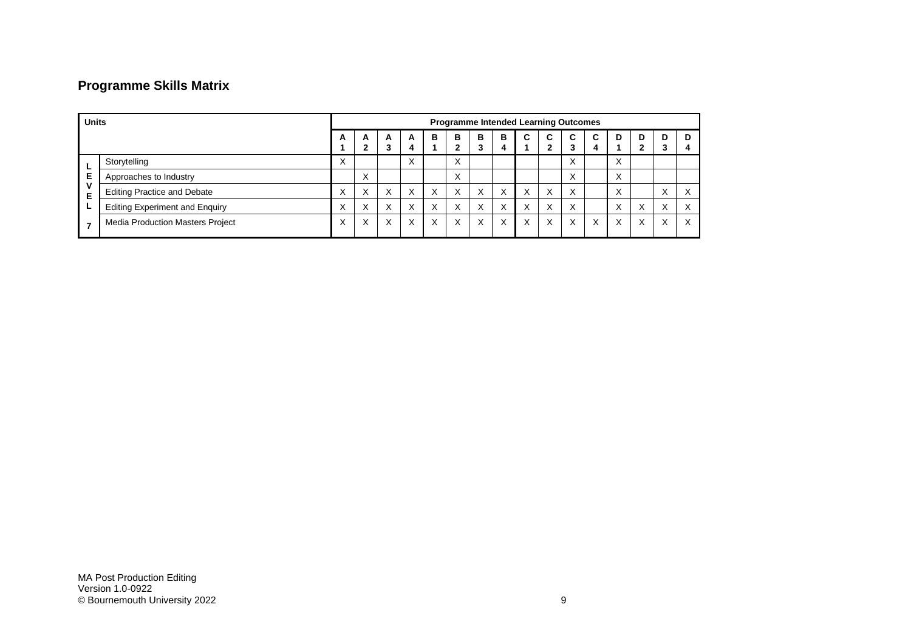## Programme Skills Matrix

| Units | | Programme Intended Learning Outcomes | | | | | | | | | | | | | | | |
|---|---|---|---|---|---|---|---|---|---|---|---|---|---|---|---|---|---|
| | | A 1 | A 2 | A 3 | A 4 | B 1 | B 2 | B 3 | B 4 | C 1 | C 2 | C 3 | C 4 | D 1 | D 2 | D 3 | D 4 |
| LEVEL 7 | Storytelling | X | | | X | | X | | | | | X | | X | | | |
| | Approaches to Industry | | X | | | | X | | | | | X | | X | | | |
| | Editing Practice and Debate | X | X | X | X | X | X | X | X | X | X | X | | X | | X | X |
| | Editing Experiment and Enquiry | X | X | X | X | X | X | X | X | X | X | X | | X | X | X | X |
| | Media Production Masters Project | X | X | X | X | X | X | X | X | X | X | X | X | X | X | X | X |

MA Post Production Editing
Version 1.0-0922
© Bournemouth University 2022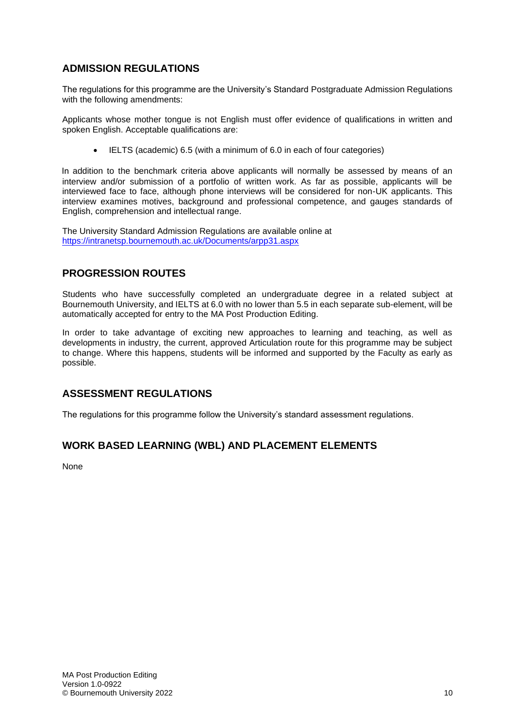## ADMISSION REGULATIONS

The regulations for this programme are the University's Standard Postgraduate Admission Regulations with the following amendments:

Applicants whose mother tongue is not English must offer evidence of qualifications in written and spoken English. Acceptable qualifications are:

- IELTS (academic) 6.5 (with a minimum of 6.0 in each of four categories)

In addition to the benchmark criteria above applicants will normally be assessed by means of an interview and/or submission of a portfolio of written work. As far as possible, applicants will be interviewed face to face, although phone interviews will be considered for non-UK applicants. This interview examines motives, background and professional competence, and gauges standards of English, comprehension and intellectual range.

The University Standard Admission Regulations are available online at
https://intranetsp.bournemouth.ac.uk/Documents/arpp31.aspx

## PROGRESSION ROUTES

Students who have successfully completed an undergraduate degree in a related subject at Bournemouth University, and IELTS at 6.0 with no lower than 5.5 in each separate sub-element, will be automatically accepted for entry to the MA Post Production Editing.

In order to take advantage of exciting new approaches to learning and teaching, as well as developments in industry, the current, approved Articulation route for this programme may be subject to change. Where this happens, students will be informed and supported by the Faculty as early as possible.

## ASSESSMENT REGULATIONS

The regulations for this programme follow the University's standard assessment regulations.

## WORK BASED LEARNING (WBL) AND PLACEMENT ELEMENTS

None